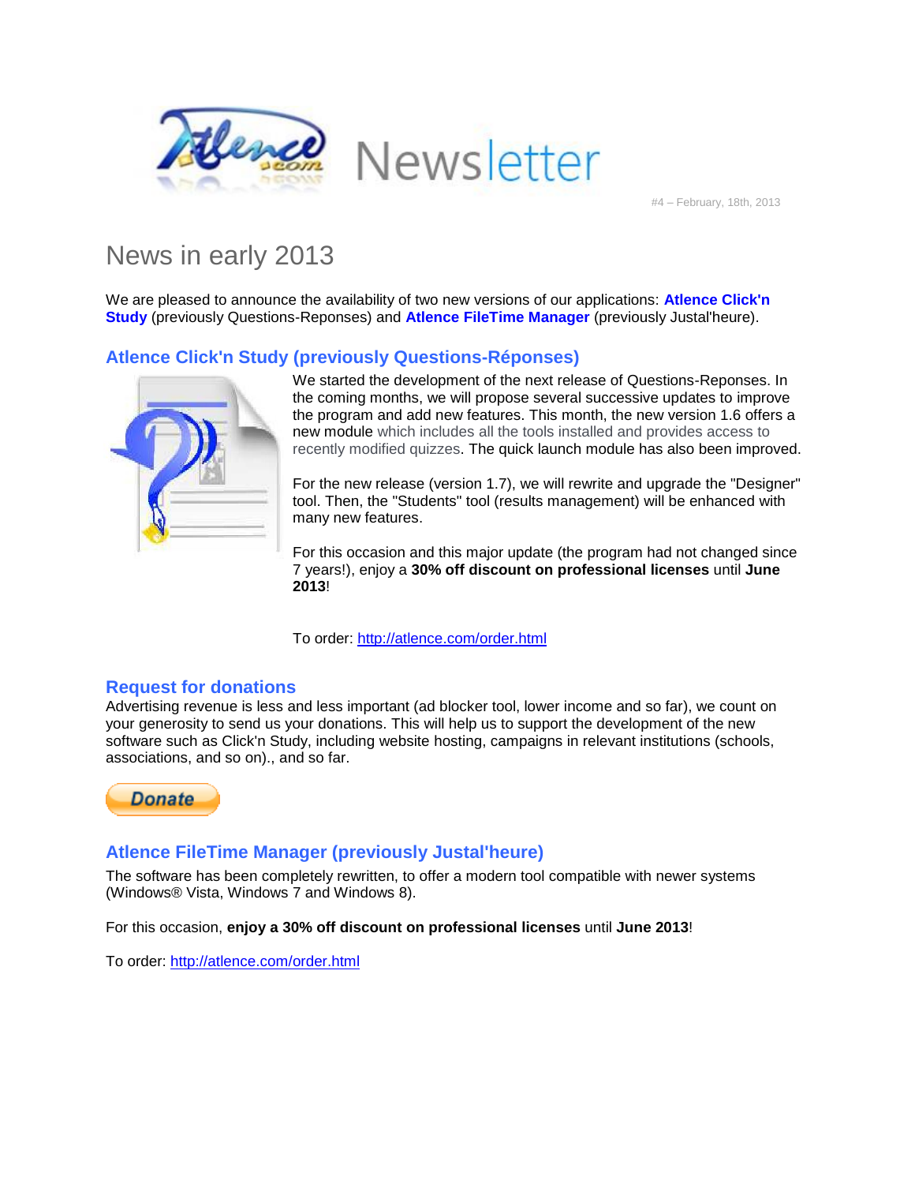# Newsletter

#4 – February, 18th, 2013

## News in early 2013

We are pleased to announce the availability of two new versions of our applications: **Atlence Click'n Study** (previously Questions-Reponses) and **Atlence FileTime Manager** (previously Justal'heure).

### Atlence Click'n Study (previously Questions-Réponses)

We started the development of the next release of Questions-Reponses. In the coming months, we will propose several successive updates to improve the program and add new features. This month, the new version 1.6 offers a new module which includes all the tools installed and provides access to recently modified quizzes. The quick launch module has also been improved.

For the new release (version 1.7), we will rewrite and upgrade the "Designer" tool. Then, the "Students" tool (results management) will be enhanced with many new features.

For this occasion and this major update (the program had not changed since 7 years!), enjoy a **30% off discount on professional licenses** until **June 2013**!

To order: http://atlence.com/order.html

### Request for donations

Advertising revenue is less and less important (ad blocker tool, lower income and so far), we count on your generosity to send us your donations. This will help us to support the development of the new software such as Click'n Study, including website hosting, campaigns in relevant institutions (schools, associations, and so on)., and so far.

Donate

### Atlence FileTime Manager (previously Justal'heure)

The software has been completely rewritten, to offer a modern tool compatible with newer systems (Windows® Vista, Windows 7 and Windows 8).

For this occasion, **enjoy a 30% off discount on professional licenses** until **June 2013**!

To order: http://atlence.com/order.html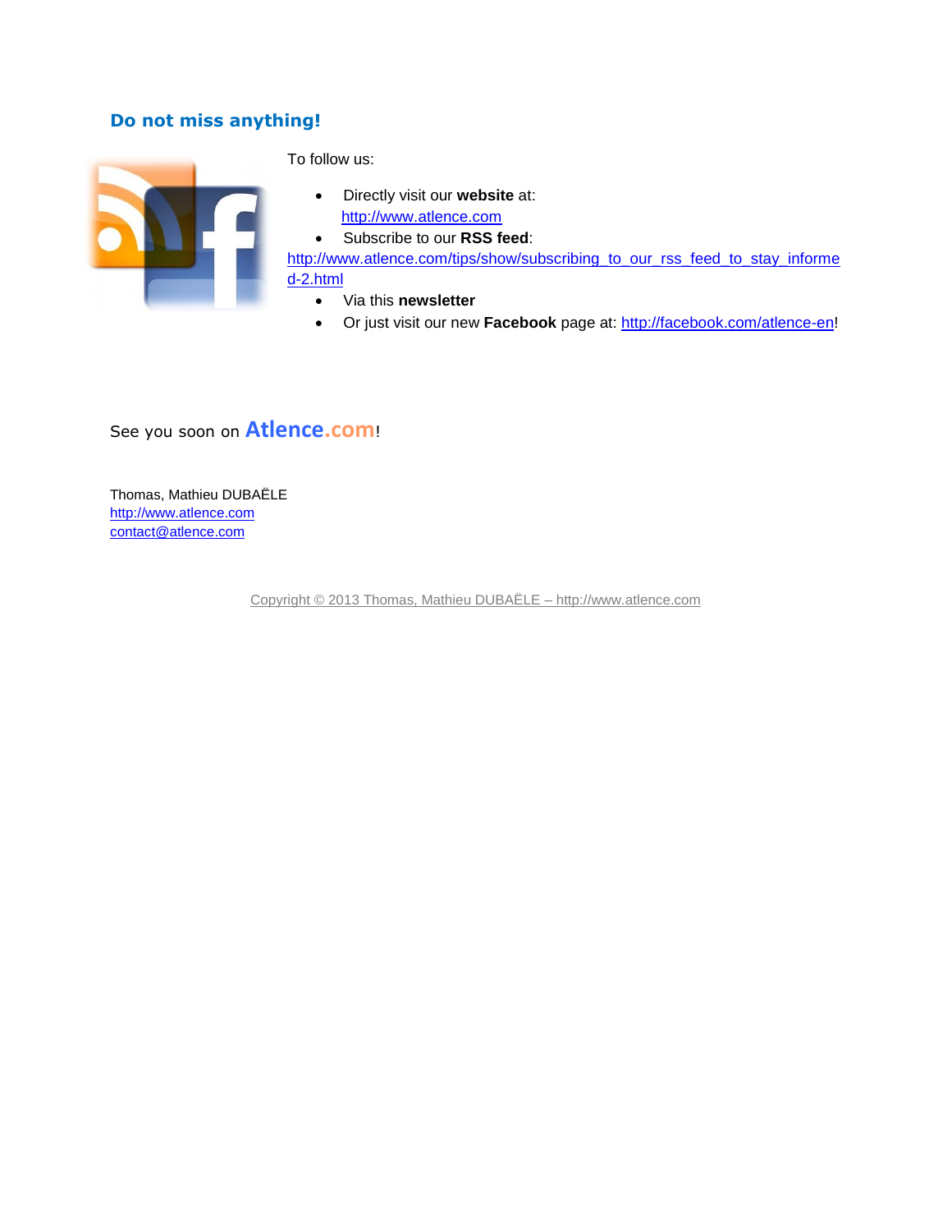## Do not miss anything!

To follow us:

- Directly visit our **website** at: http://www.atlence.com
- Subscribe to our **RSS feed**: http://www.atlence.com/tips/show/subscribing_to_our_rss_feed_to_stay_informed-2.html
- Via this **newsletter**
- Or just visit our new **Facebook** page at: http://facebook.com/atlence-en!

See you soon on **Atlence.com**!

Thomas, Mathieu DUBAËLE
http://www.atlence.com
contact@atlence.com

Copyright © 2013 Thomas, Mathieu DUBAËLE – http://www.atlence.com